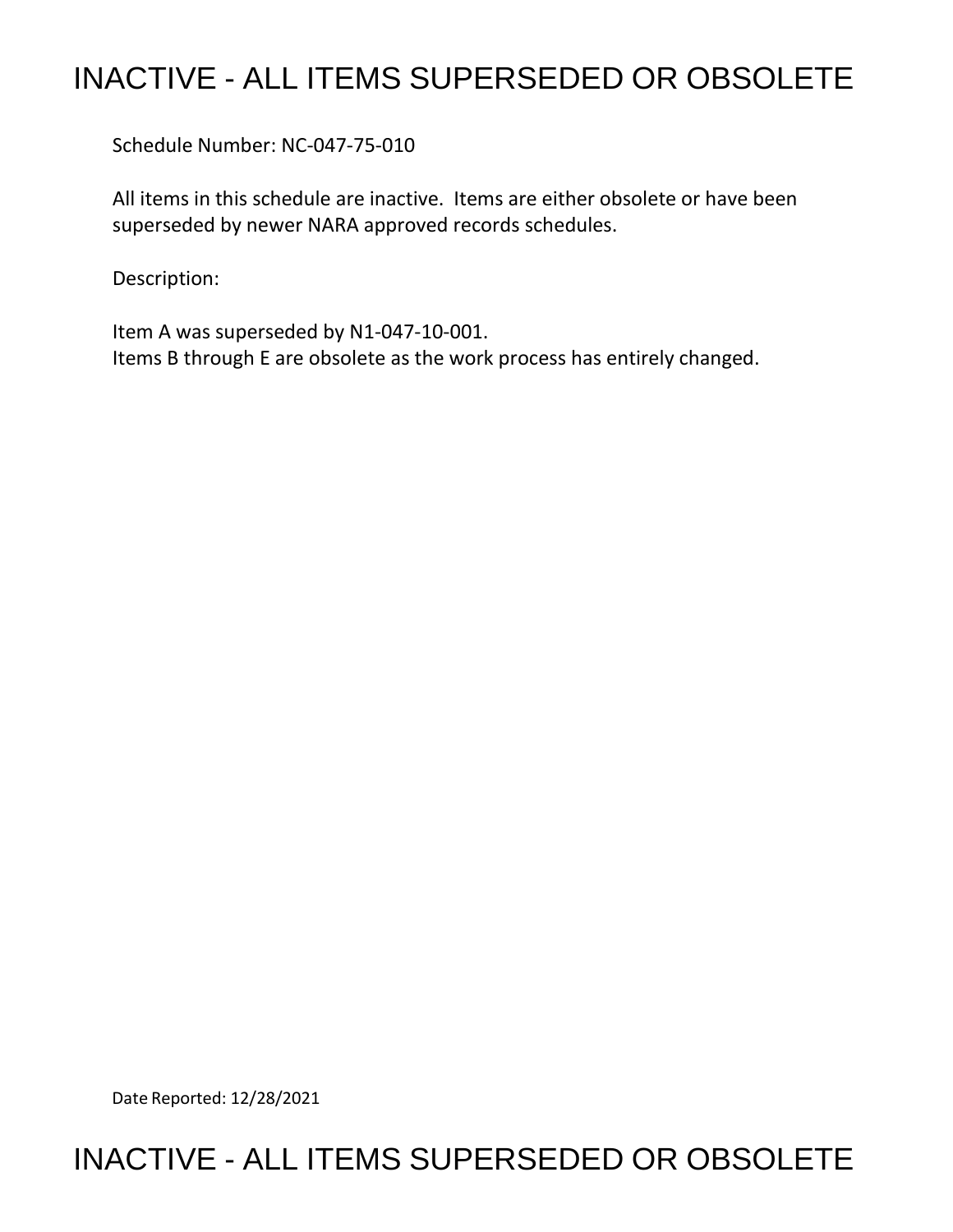# INACTIVE - ALL ITEMS SUPERSEDED OR OBSOLETE

Schedule Number: NC-047-75-010

All items in this schedule are inactive. Items are either obsolete or have been superseded by newer NARA approved records schedules.

Description:

Item A was superseded by N1-047-10-001.
Items B through E are obsolete as the work process has entirely changed.

Date Reported: 12/28/2021

# INACTIVE - ALL ITEMS SUPERSEDED OR OBSOLETE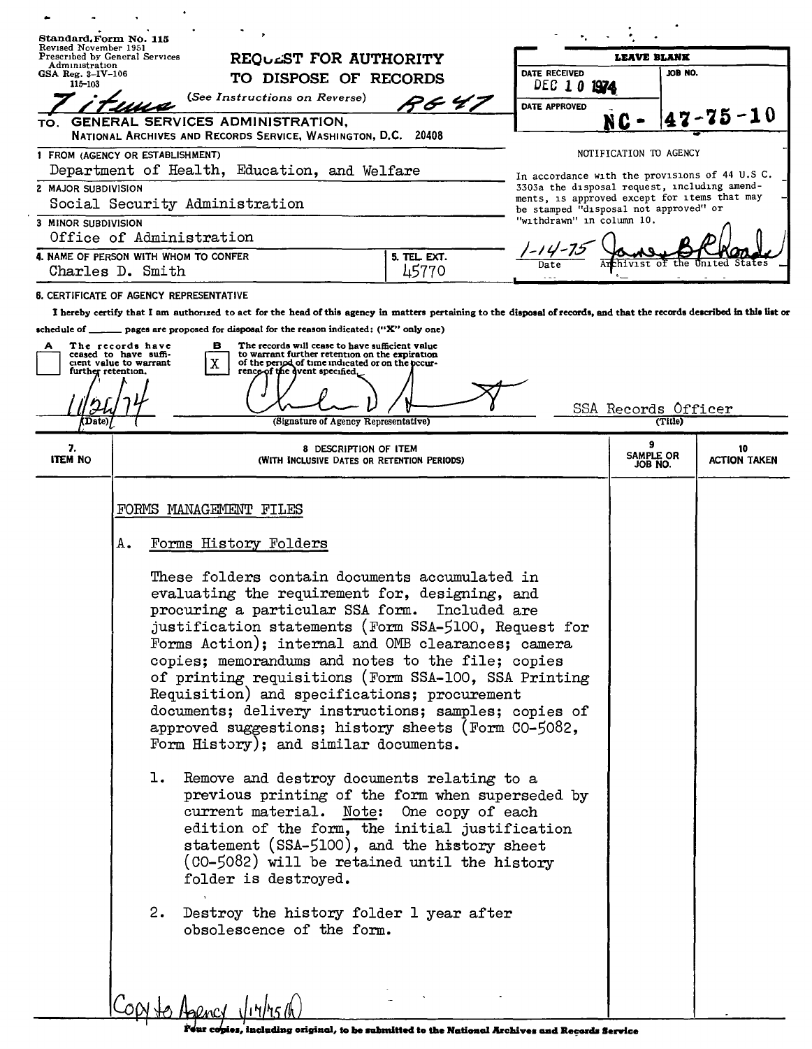Standard Form No. 115
Revised November 1951
Prescribed by General Services Administration
GSA Reg. 3–IV–106
115–103

# REQUEST FOR AUTHORITY TO DISPOSE OF RECORDS

(See Instructions on Reverse)

7 items RG 47

TO: GENERAL SERVICES ADMINISTRATION, NATIONAL ARCHIVES AND RECORDS SERVICE, WASHINGTON, D.C. 20408

| LEAVE BLANK | |
|---|---|
| DATE RECEIVED DEC 10 1974 | JOB NO. |
| DATE APPROVED | NC - 47-75-10 |

1 FROM (AGENCY OR ESTABLISHMENT)
Department of Health, Education, and Welfare

2 MAJOR SUBDIVISION
Social Security Administration

3 MINOR SUBDIVISION
Office of Administration

4. NAME OF PERSON WITH WHOM TO CONFER
Charles D. Smith

5. TEL. EXT.
45770

NOTIFICATION TO AGENCY

In accordance with the provisions of 44 U.S.C. 3303a the disposal request, including amendments, is approved except for items that may be stamped "disposal not approved" or "withdrawn" in column 10.

1-14-75 (Date) — James B Rhoads, Archivist of the United States

6. CERTIFICATE OF AGENCY REPRESENTATIVE

I hereby certify that I am authorized to act for the head of this agency in matters pertaining to the disposal of records, and that the records described in this list or schedule of ______ pages are proposed for disposal for the reason indicated: ("X" only one)

A [ ] The records have ceased to have sufficient value to warrant further retention.

B [X] The records will cease to have sufficient value to warrant further retention on the expiration of the period of time indicated or on the occurrence of the event specified.

11/26/74 (Date) — (Signature of Agency Representative) — SSA Records Officer (Title)

| 7. ITEM NO | 8 DESCRIPTION OF ITEM (WITH INCLUSIVE DATES OR RETENTION PERIODS) | 9 SAMPLE OR JOB NO. | 10 ACTION TAKEN |
|---|---|---|---|

FORMS MANAGEMENT FILES

A. Forms History Folders

These folders contain documents accumulated in evaluating the requirement for, designing, and procuring a particular SSA form. Included are justification statements (Form SSA-5100, Request for Forms Action); internal and OMB clearances; camera copies; memorandums and notes to the file; copies of printing requisitions (Form SSA-100, SSA Printing Requisition) and specifications; procurement documents; delivery instructions; samples; copies of approved suggestions; history sheets (Form CO-5082, Form History); and similar documents.

1. Remove and destroy documents relating to a previous printing of the form when superseded by current material. Note: One copy of each edition of the form, the initial justification statement (SSA-5100), and the history sheet (CO-5082) will be retained until the history folder is destroyed.

2. Destroy the history folder 1 year after obsolescence of the form.

Copy to Agency 1/14/75

Four copies, including original, to be submitted to the National Archives and Records Service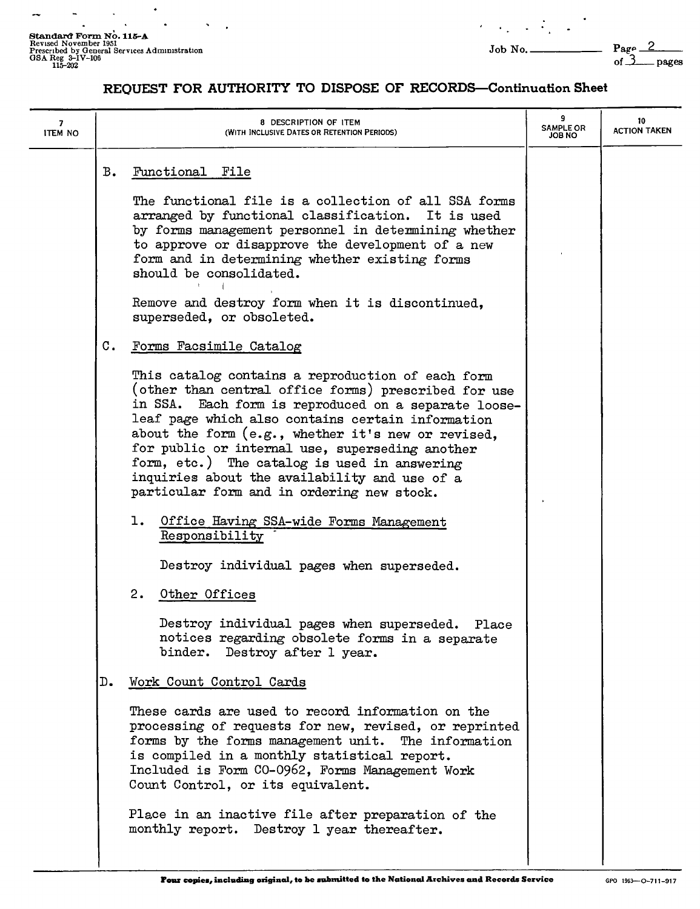## REQUEST FOR AUTHORITY TO DISPOSE OF RECORDS—Continuation Sheet

| 7 ITEM NO | 8 DESCRIPTION OF ITEM (WITH INCLUSIVE DATES OR RETENTION PERIODS) | 9 SAMPLE OR JOB NO | 10 ACTION TAKEN |
|---|---|---|---|

B. Functional File

The functional file is a collection of all SSA forms arranged by functional classification. It is used by forms management personnel in determining whether to approve or disapprove the development of a new form and in determining whether existing forms should be consolidated.

Remove and destroy form when it is discontinued, superseded, or obsoleted.

C. Forms Facsimile Catalog

This catalog contains a reproduction of each form (other than central office forms) prescribed for use in SSA. Each form is reproduced on a separate loose-leaf page which also contains certain information about the form (e.g., whether it's new or revised, for public or internal use, superseding another form, etc.) The catalog is used in answering inquiries about the availability and use of a particular form and in ordering new stock.

1. Office Having SSA-wide Forms Management Responsibility

   Destroy individual pages when superseded.

2. Other Offices

   Destroy individual pages when superseded. Place notices regarding obsolete forms in a separate binder. Destroy after 1 year.

D. Work Count Control Cards

These cards are used to record information on the processing of requests for new, revised, or reprinted forms by the forms management unit. The information is compiled in a monthly statistical report. Included is Form CO-0962, Forms Management Work Count Control, or its equivalent.

Place in an inactive file after preparation of the monthly report. Destroy 1 year thereafter.

**Four copies, including original, to be submitted to the National Archives and Records Service**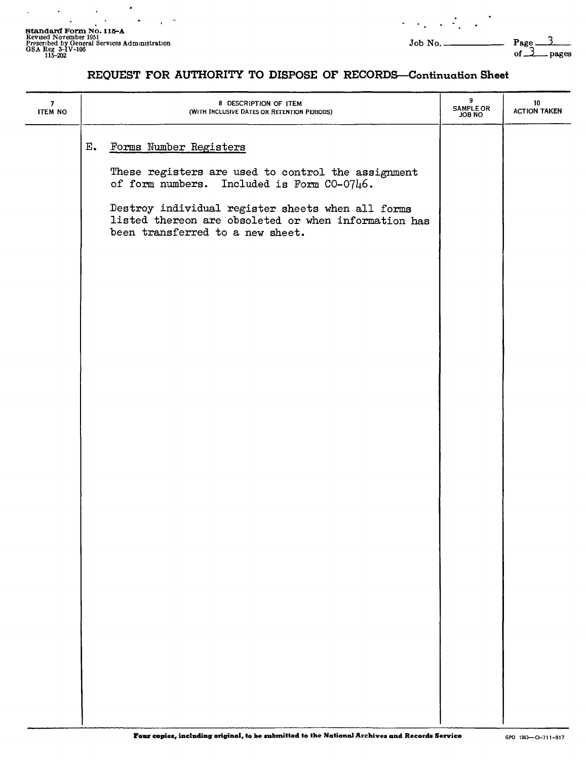Standard Form No. 115-A
Revised November 1951
Prescribed by General Services Administration
GSA Reg 3-IV-106
115-202

Job No. ________ Page 3 of 3 pages

## REQUEST FOR AUTHORITY TO DISPOSE OF RECORDS—Continuation Sheet

| 7 ITEM NO | 8 DESCRIPTION OF ITEM (WITH INCLUSIVE DATES OR RETENTION PERIODS) | 9 SAMPLE OR JOB NO | 10 ACTION TAKEN |
|---|---|---|---|
| | E. Forms Number Registers<br><br>These registers are used to control the assignment of form numbers. Included is Form CO-0746.<br><br>Destroy individual register sheets when all forms listed thereon are obsoleted or when information has been transferred to a new sheet. | | |

**Four copies, including original, to be submitted to the National Archives and Records Service**

GPO 1963—O-711-917